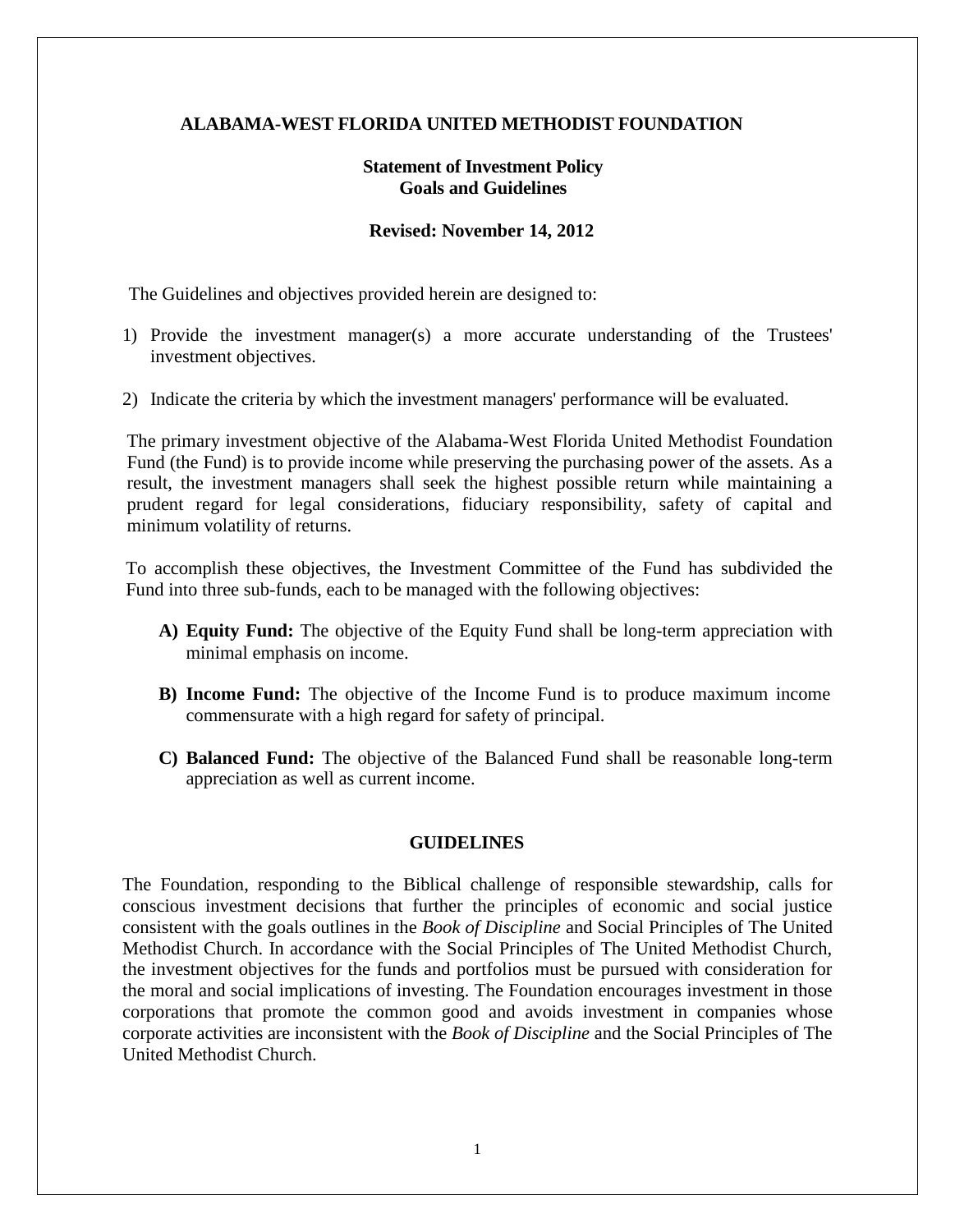# ALABAMA-WEST FLORIDA UNITED METHODIST FOUNDATION

## Statement of Investment Policy
## Goals and Guidelines

**Revised: November 14, 2012**

The Guidelines and objectives provided herein are designed to:

1) Provide the investment manager(s) a more accurate understanding of the Trustees' investment objectives.

2) Indicate the criteria by which the investment managers' performance will be evaluated.

The primary investment objective of the Alabama-West Florida United Methodist Foundation Fund (the Fund) is to provide income while preserving the purchasing power of the assets. As a result, the investment managers shall seek the highest possible return while maintaining a prudent regard for legal considerations, fiduciary responsibility, safety of capital and minimum volatility of returns.

To accomplish these objectives, the Investment Committee of the Fund has subdivided the Fund into three sub-funds, each to be managed with the following objectives:

**A) Equity Fund:** The objective of the Equity Fund shall be long-term appreciation with minimal emphasis on income.

**B) Income Fund:** The objective of the Income Fund is to produce maximum income commensurate with a high regard for safety of principal.

**C) Balanced Fund:** The objective of the Balanced Fund shall be reasonable long-term appreciation as well as current income.

## GUIDELINES

The Foundation, responding to the Biblical challenge of responsible stewardship, calls for conscious investment decisions that further the principles of economic and social justice consistent with the goals outlines in the *Book of Discipline* and Social Principles of The United Methodist Church. In accordance with the Social Principles of The United Methodist Church, the investment objectives for the funds and portfolios must be pursued with consideration for the moral and social implications of investing. The Foundation encourages investment in those corporations that promote the common good and avoids investment in companies whose corporate activities are inconsistent with the *Book of Discipline* and the Social Principles of The United Methodist Church.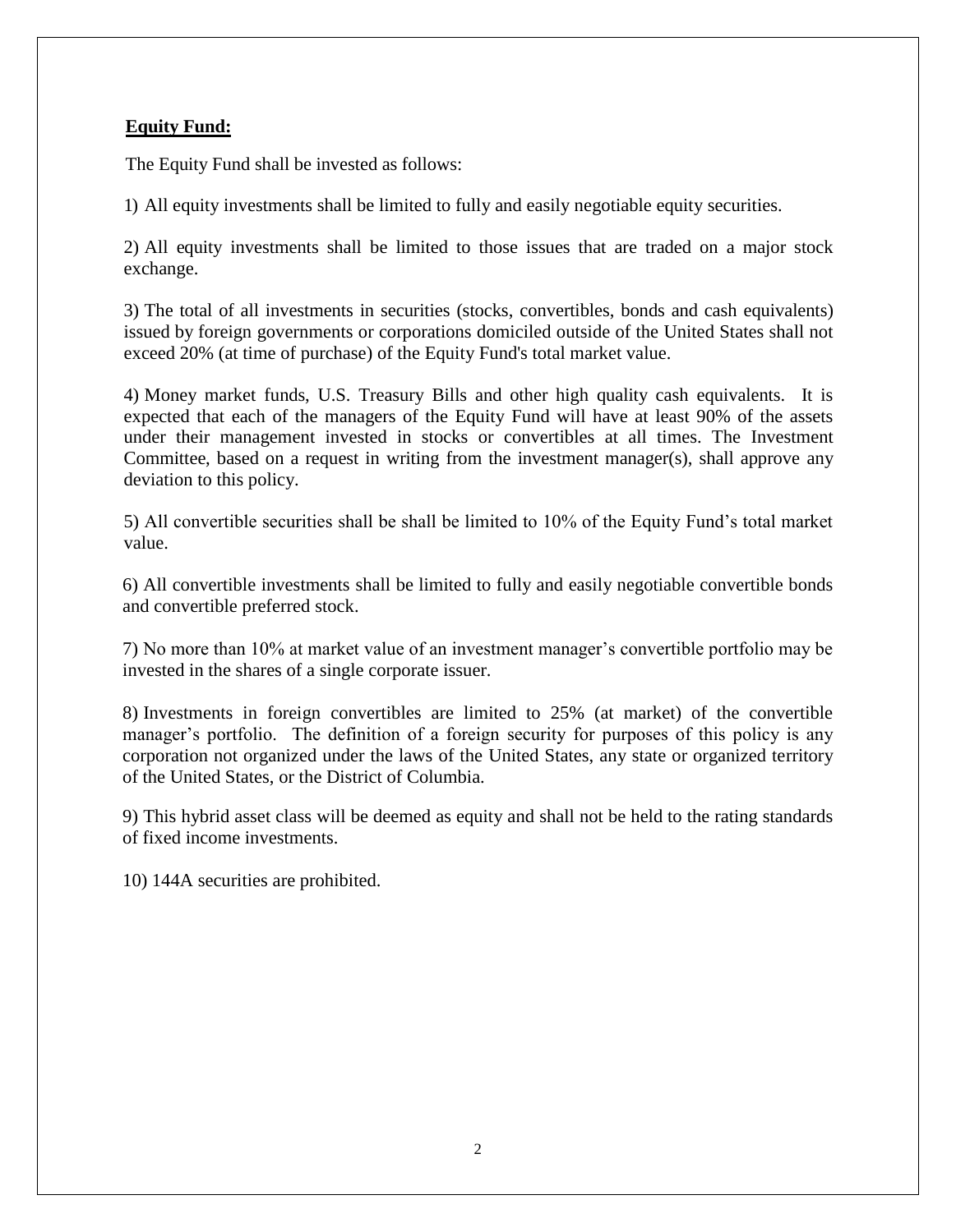**Equity Fund:**

The Equity Fund shall be invested as follows:

1) All equity investments shall be limited to fully and easily negotiable equity securities.

2) All equity investments shall be limited to those issues that are traded on a major stock exchange.

3) The total of all investments in securities (stocks, convertibles, bonds and cash equivalents) issued by foreign governments or corporations domiciled outside of the United States shall not exceed 20% (at time of purchase) of the Equity Fund's total market value.

4) Money market funds, U.S. Treasury Bills and other high quality cash equivalents. It is expected that each of the managers of the Equity Fund will have at least 90% of the assets under their management invested in stocks or convertibles at all times. The Investment Committee, based on a request in writing from the investment manager(s), shall approve any deviation to this policy.

5) All convertible securities shall be shall be limited to 10% of the Equity Fund's total market value.

6) All convertible investments shall be limited to fully and easily negotiable convertible bonds and convertible preferred stock.

7) No more than 10% at market value of an investment manager's convertible portfolio may be invested in the shares of a single corporate issuer.

8) Investments in foreign convertibles are limited to 25% (at market) of the convertible manager's portfolio. The definition of a foreign security for purposes of this policy is any corporation not organized under the laws of the United States, any state or organized territory of the United States, or the District of Columbia.

9) This hybrid asset class will be deemed as equity and shall not be held to the rating standards of fixed income investments.

10) 144A securities are prohibited.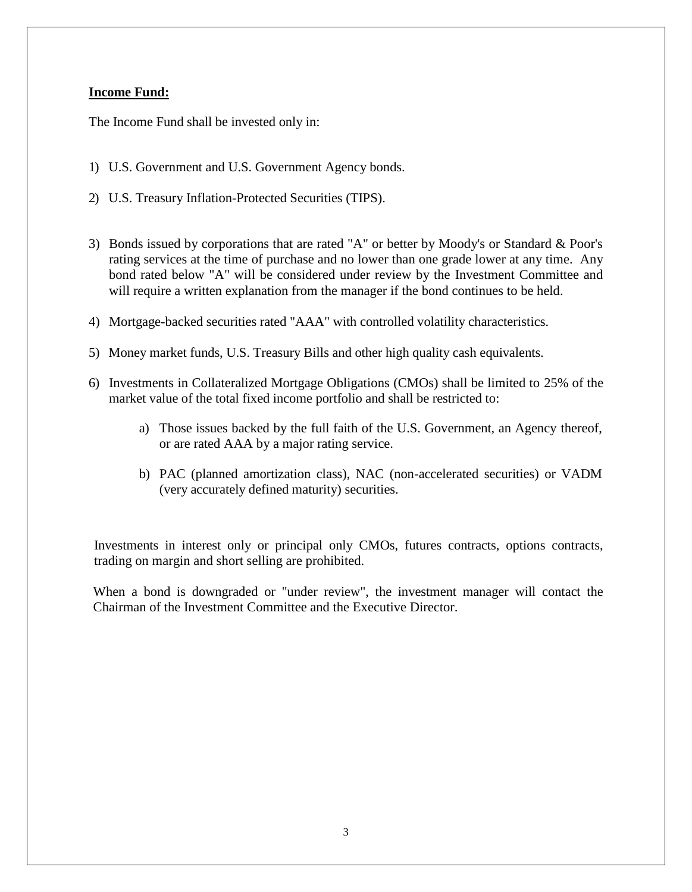**Income Fund:**

The Income Fund shall be invested only in:

1) U.S. Government and U.S. Government Agency bonds.

2) U.S. Treasury Inflation-Protected Securities (TIPS).

3) Bonds issued by corporations that are rated "A" or better by Moody's or Standard & Poor's rating services at the time of purchase and no lower than one grade lower at any time. Any bond rated below "A" will be considered under review by the Investment Committee and will require a written explanation from the manager if the bond continues to be held.

4) Mortgage-backed securities rated "AAA" with controlled volatility characteristics.

5) Money market funds, U.S. Treasury Bills and other high quality cash equivalents.

6) Investments in Collateralized Mortgage Obligations (CMOs) shall be limited to 25% of the market value of the total fixed income portfolio and shall be restricted to:

    a) Those issues backed by the full faith of the U.S. Government, an Agency thereof, or are rated AAA by a major rating service.

    b) PAC (planned amortization class), NAC (non-accelerated securities) or VADM (very accurately defined maturity) securities.

Investments in interest only or principal only CMOs, futures contracts, options contracts, trading on margin and short selling are prohibited.

When a bond is downgraded or "under review", the investment manager will contact the Chairman of the Investment Committee and the Executive Director.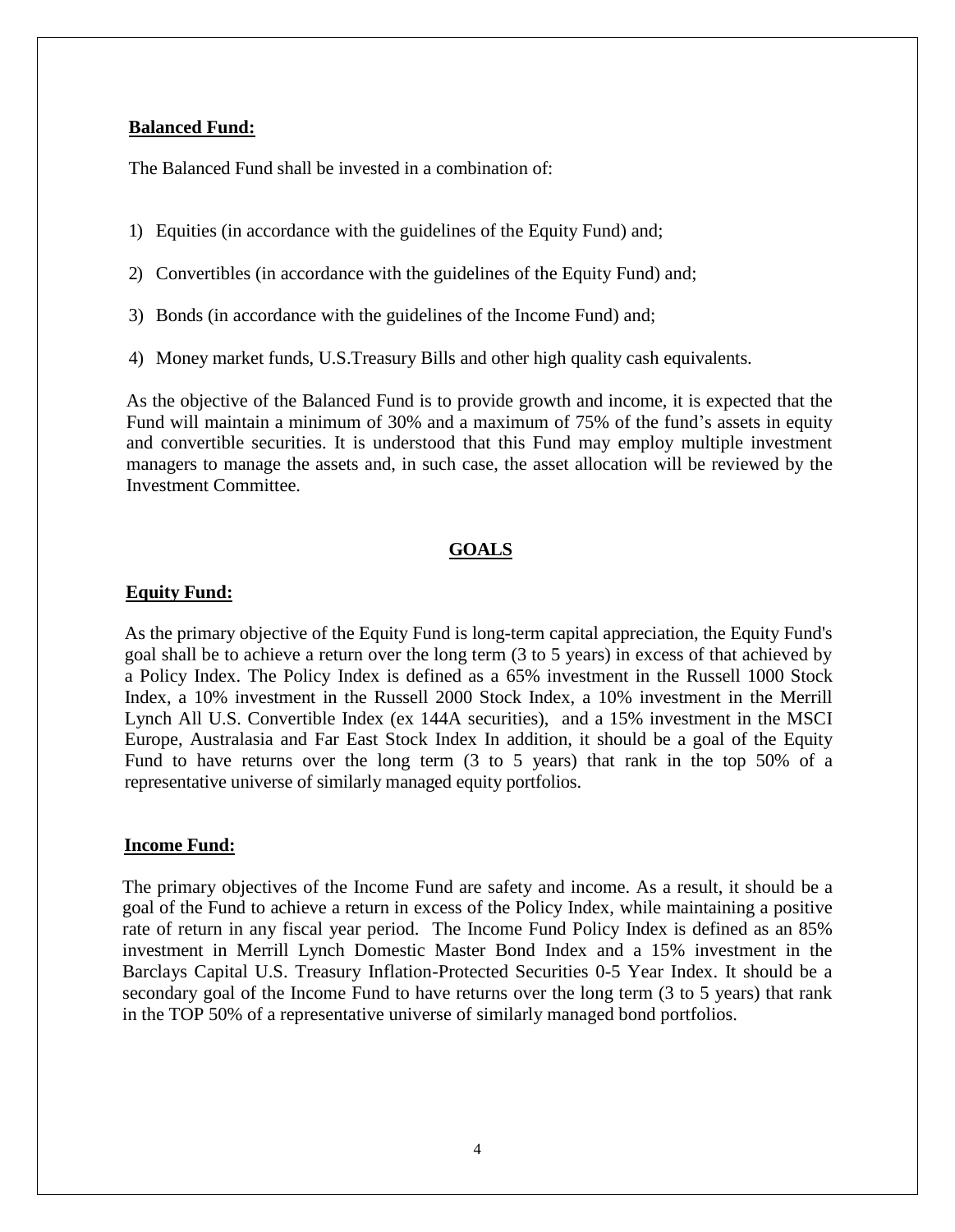**Balanced Fund:**

The Balanced Fund shall be invested in a combination of:

1) Equities (in accordance with the guidelines of the Equity Fund) and;
2) Convertibles (in accordance with the guidelines of the Equity Fund) and;
3) Bonds (in accordance with the guidelines of the Income Fund) and;
4) Money market funds, U.S.Treasury Bills and other high quality cash equivalents.

As the objective of the Balanced Fund is to provide growth and income, it is expected that the Fund will maintain a minimum of 30% and a maximum of 75% of the fund's assets in equity and convertible securities. It is understood that this Fund may employ multiple investment managers to manage the assets and, in such case, the asset allocation will be reviewed by the Investment Committee.

## GOALS

**Equity Fund:**

As the primary objective of the Equity Fund is long-term capital appreciation, the Equity Fund's goal shall be to achieve a return over the long term (3 to 5 years) in excess of that achieved by a Policy Index. The Policy Index is defined as a 65% investment in the Russell 1000 Stock Index, a 10% investment in the Russell 2000 Stock Index, a 10% investment in the Merrill Lynch All U.S. Convertible Index (ex 144A securities), and a 15% investment in the MSCI Europe, Australasia and Far East Stock Index In addition, it should be a goal of the Equity Fund to have returns over the long term (3 to 5 years) that rank in the top 50% of a representative universe of similarly managed equity portfolios.

**Income Fund:**

The primary objectives of the Income Fund are safety and income. As a result, it should be a goal of the Fund to achieve a return in excess of the Policy Index, while maintaining a positive rate of return in any fiscal year period. The Income Fund Policy Index is defined as an 85% investment in Merrill Lynch Domestic Master Bond Index and a 15% investment in the Barclays Capital U.S. Treasury Inflation-Protected Securities 0-5 Year Index. It should be a secondary goal of the Income Fund to have returns over the long term (3 to 5 years) that rank in the TOP 50% of a representative universe of similarly managed bond portfolios.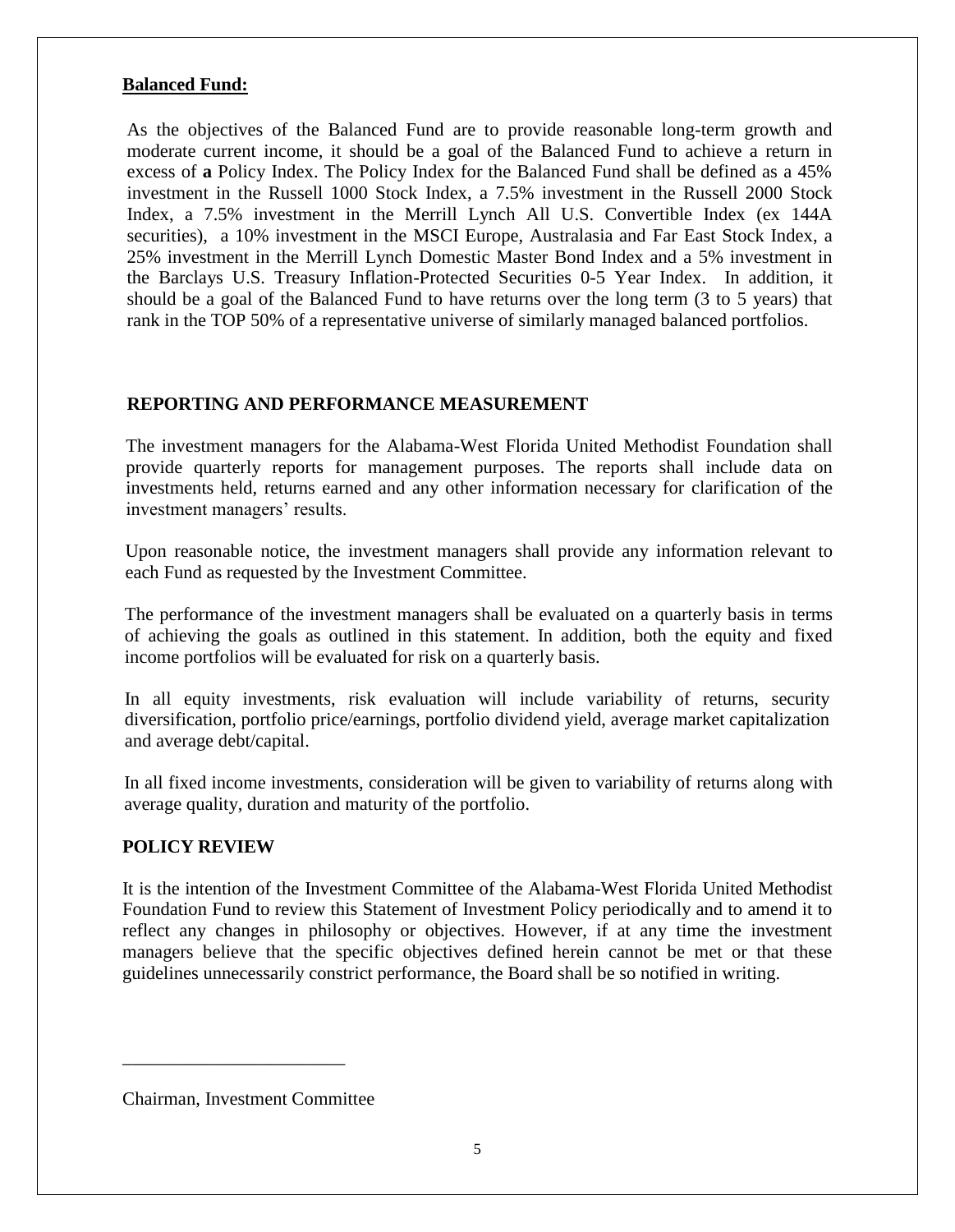**Balanced Fund:**

As the objectives of the Balanced Fund are to provide reasonable long-term growth and moderate current income, it should be a goal of the Balanced Fund to achieve a return in excess of **a** Policy Index. The Policy Index for the Balanced Fund shall be defined as a 45% investment in the Russell 1000 Stock Index, a 7.5% investment in the Russell 2000 Stock Index, a 7.5% investment in the Merrill Lynch All U.S. Convertible Index (ex 144A securities), a 10% investment in the MSCI Europe, Australasia and Far East Stock Index, a 25% investment in the Merrill Lynch Domestic Master Bond Index and a 5% investment in the Barclays U.S. Treasury Inflation-Protected Securities 0-5 Year Index. In addition, it should be a goal of the Balanced Fund to have returns over the long term (3 to 5 years) that rank in the TOP 50% of a representative universe of similarly managed balanced portfolios.

## REPORTING AND PERFORMANCE MEASUREMENT

The investment managers for the Alabama-West Florida United Methodist Foundation shall provide quarterly reports for management purposes. The reports shall include data on investments held, returns earned and any other information necessary for clarification of the investment managers' results.

Upon reasonable notice, the investment managers shall provide any information relevant to each Fund as requested by the Investment Committee.

The performance of the investment managers shall be evaluated on a quarterly basis in terms of achieving the goals as outlined in this statement. In addition, both the equity and fixed income portfolios will be evaluated for risk on a quarterly basis.

In all equity investments, risk evaluation will include variability of returns, security diversification, portfolio price/earnings, portfolio dividend yield, average market capitalization and average debt/capital.

In all fixed income investments, consideration will be given to variability of returns along with average quality, duration and maturity of the portfolio.

## POLICY REVIEW

It is the intention of the Investment Committee of the Alabama-West Florida United Methodist Foundation Fund to review this Statement of Investment Policy periodically and to amend it to reflect any changes in philosophy or objectives. However, if at any time the investment managers believe that the specific objectives defined herein cannot be met or that these guidelines unnecessarily constrict performance, the Board shall be so notified in writing.

\_\_\_\_\_\_\_\_\_\_\_\_\_\_\_\_\_\_\_\_\_\_\_\_\_

Chairman, Investment Committee